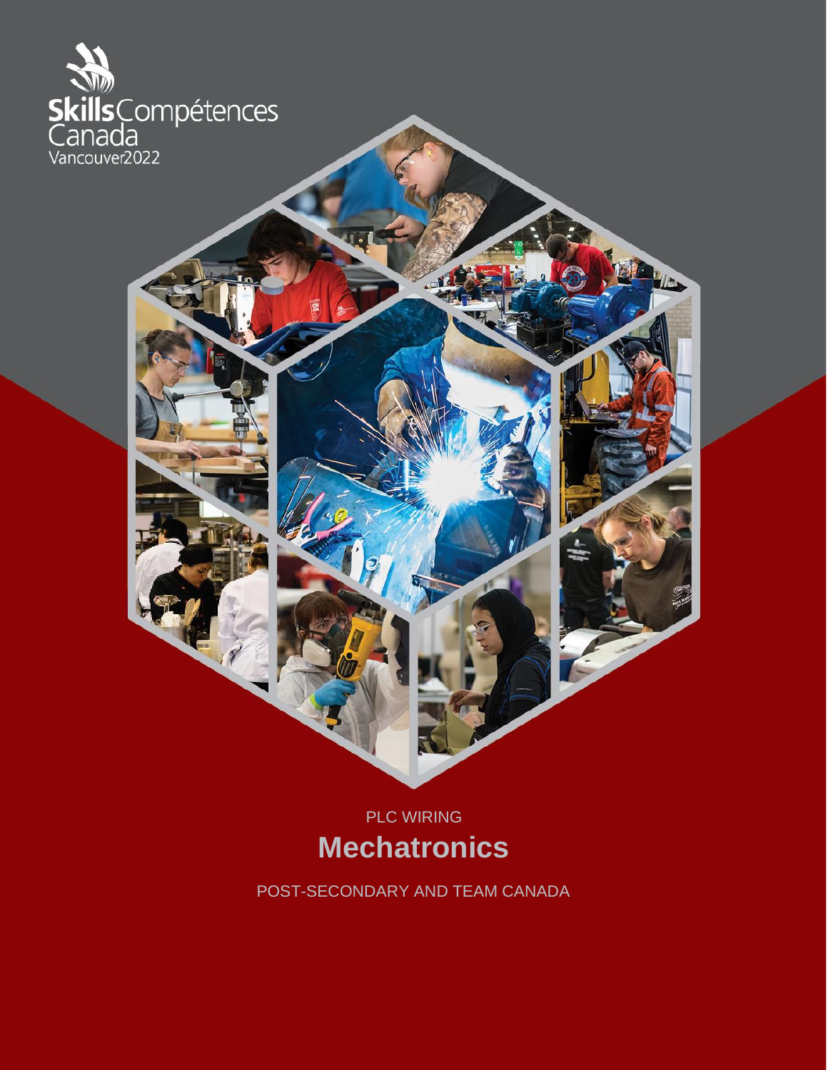Skills Compétences Canada

Vancouver2022

PLC WIRING

# Mechatronics

POST-SECONDARY AND TEAM CANADA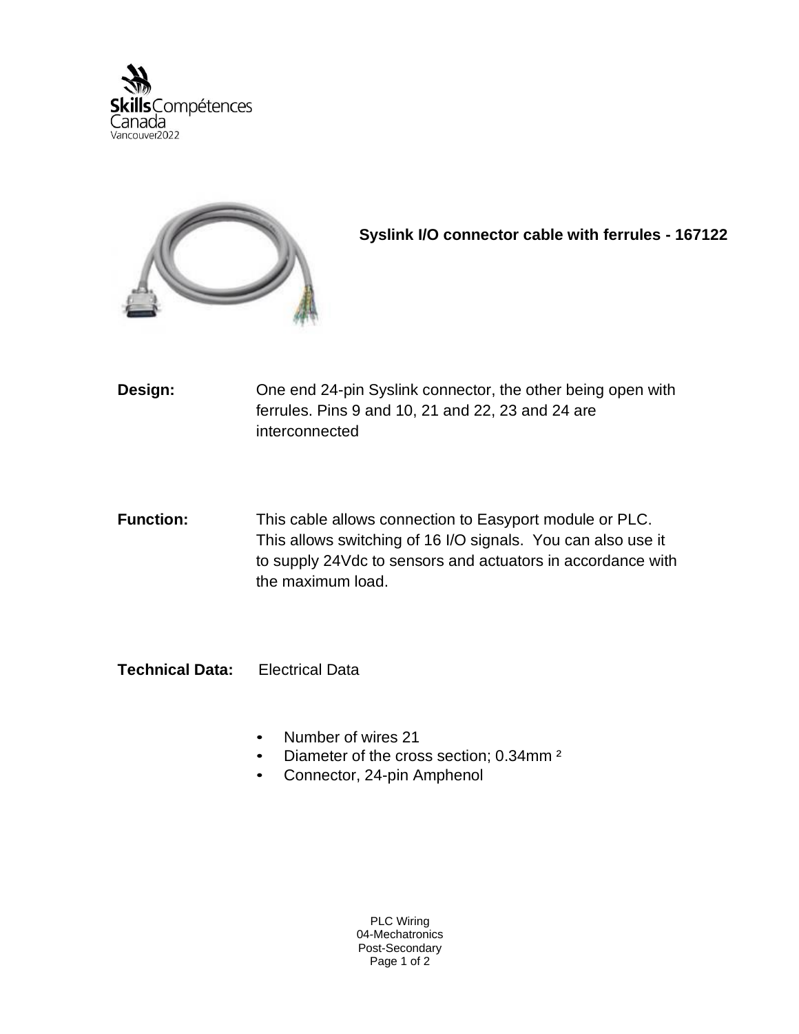**Syslink I/O connector cable with ferrules - 167122**

**Design:** One end 24-pin Syslink connector, the other being open with ferrules. Pins 9 and 10, 21 and 22, 23 and 24 are interconnected

**Function:** This cable allows connection to Easyport module or PLC. This allows switching of 16 I/O signals. You can also use it to supply 24Vdc to sensors and actuators in accordance with the maximum load.

**Technical Data:** Electrical Data

- Number of wires 21
- Diameter of the cross section; $0.34mm^2$
- Connector, 24-pin Amphenol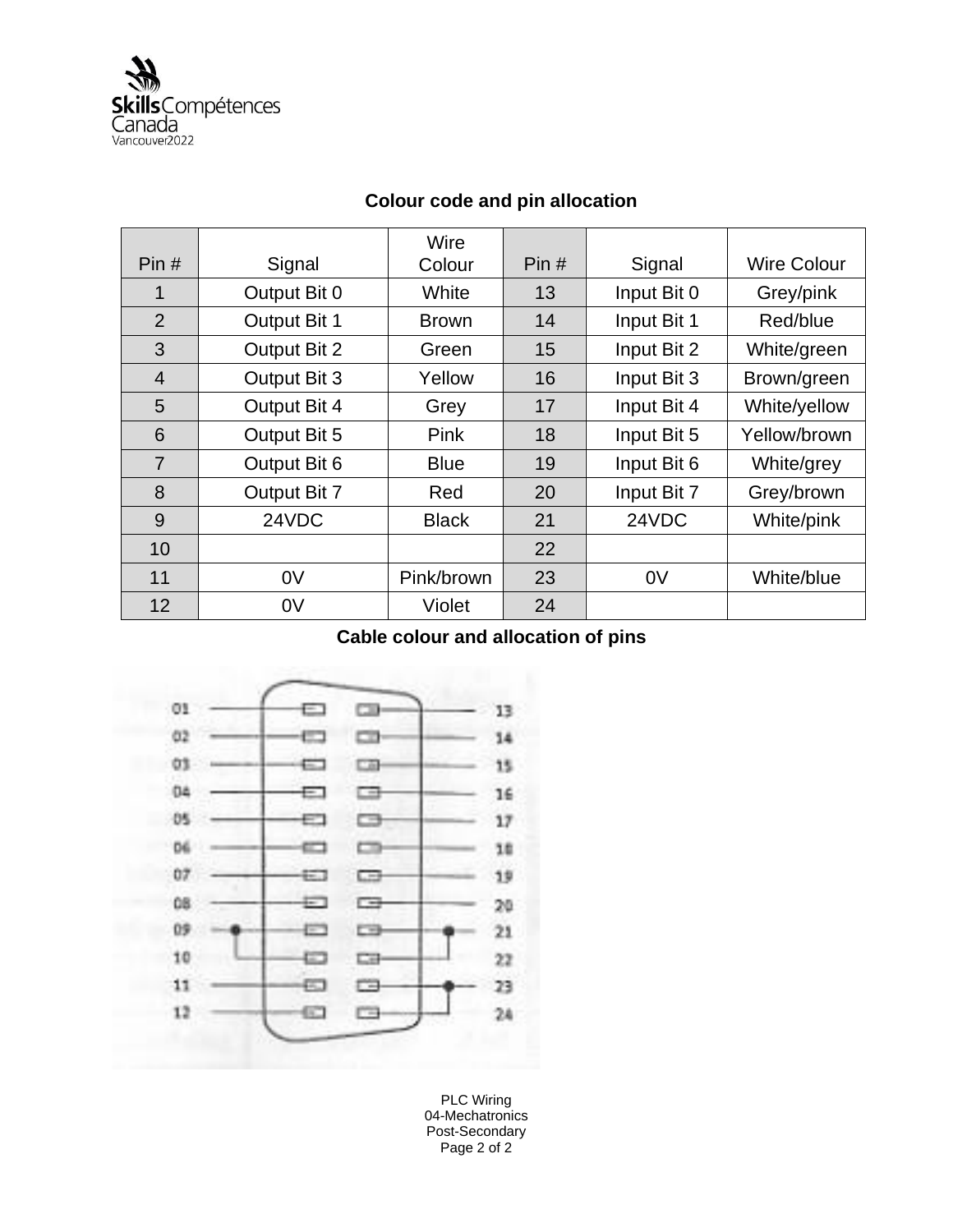### Colour code and pin allocation

| Pin # | Signal | Wire Colour | Pin # | Signal | Wire Colour |
|---|---|---|---|---|---|
| 1 | Output Bit 0 | White | 13 | Input Bit 0 | Grey/pink |
| 2 | Output Bit 1 | Brown | 14 | Input Bit 1 | Red/blue |
| 3 | Output Bit 2 | Green | 15 | Input Bit 2 | White/green |
| 4 | Output Bit 3 | Yellow | 16 | Input Bit 3 | Brown/green |
| 5 | Output Bit 4 | Grey | 17 | Input Bit 4 | White/yellow |
| 6 | Output Bit 5 | Pink | 18 | Input Bit 5 | Yellow/brown |
| 7 | Output Bit 6 | Blue | 19 | Input Bit 6 | White/grey |
| 8 | Output Bit 7 | Red | 20 | Input Bit 7 | Grey/brown |
| 9 | 24VDC | Black | 21 | 24VDC | White/pink |
| 10 | | | 22 | | |
| 11 | 0V | Pink/brown | 23 | 0V | White/blue |
| 12 | 0V | Violet | 24 | | |

**Cable colour and allocation of pins**

01
02
03
04
05
06
07
08
09
10
11
12

13
14
15
16
17
18
19
20
21
22
23
24